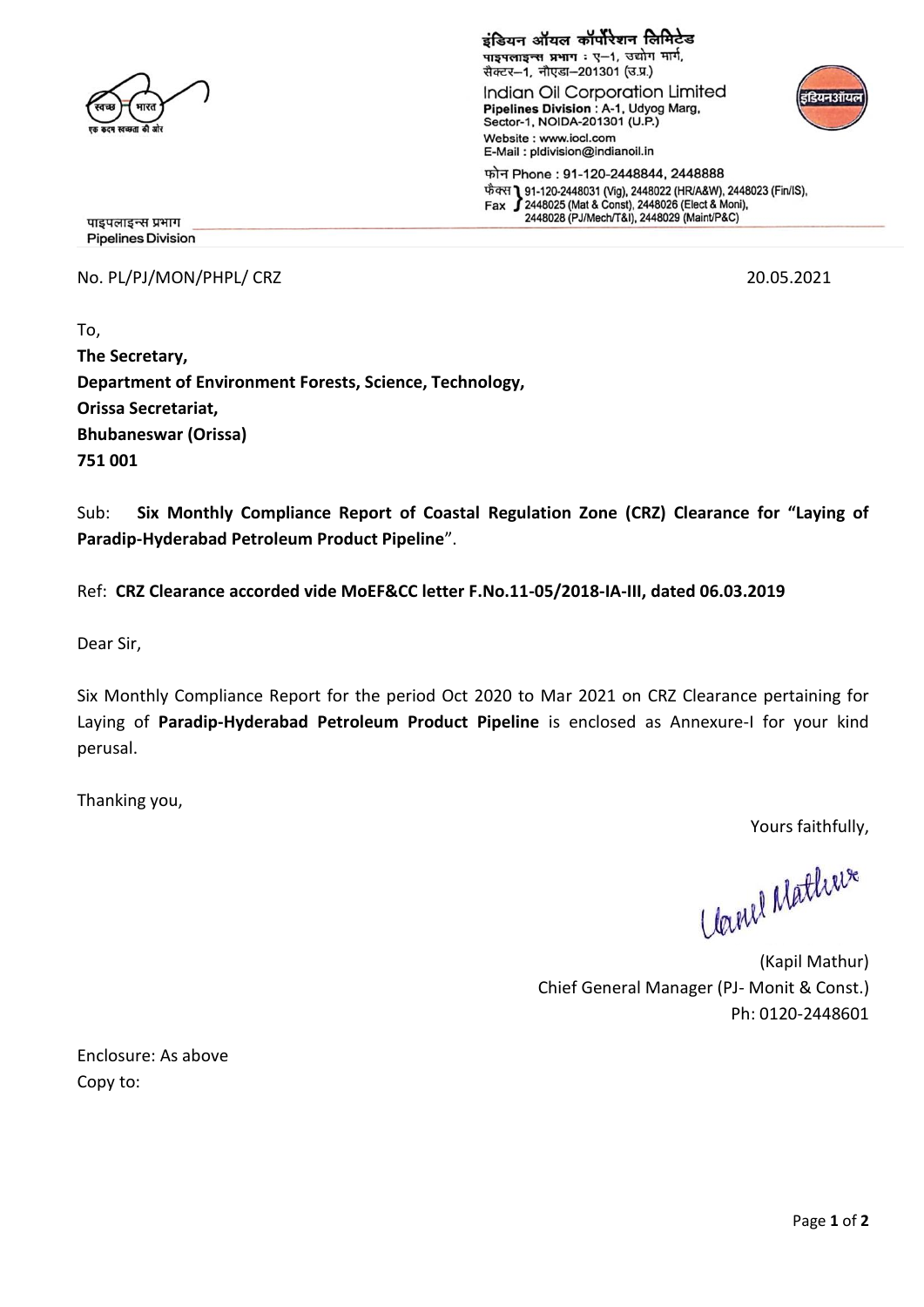इंडियन ऑयल कॉर्पोरेशन लिमिटेड
पाइपलाइन्स प्रभाग : ए–1, उद्योग मार्ग,
सैक्टर–1, नौएडा–201301 (उ.प्र.)

Indian Oil Corporation Limited
**Pipelines Division** : A-1, Udyog Marg,
Sector-1, NOIDA-201301 (U.P.)
Website : www.iocl.com
E-Mail : pldivision@indianoil.in

फोन Phone : 91-120-2448844, 2448888
फैक्स Fax : 91-120-2448031 (Vig), 2448022 (HR/A&W), 2448023 (Fin/IS), 2448025 (Mat & Const), 2448026 (Elect & Moni), 2448028 (PJ/Mech/T&I), 2448029 (Maint/P&C)

स्वच्छ भारत
एक कदम स्वच्छता की ओर

पाइपलाइन्स प्रभाग
Pipelines Division

No. PL/PJ/MON/PHPL/ CRZ 20.05.2021

To,
**The Secretary,**
**Department of Environment Forests, Science, Technology,**
**Orissa Secretariat,**
**Bhubaneswar (Orissa)**
**751 001**

Sub: **Six Monthly Compliance Report of Coastal Regulation Zone (CRZ) Clearance for "Laying of Paradip-Hyderabad Petroleum Product Pipeline**".

Ref: **CRZ Clearance accorded vide MoEF&CC letter F.No.11-05/2018-IA-III, dated 06.03.2019**

Dear Sir,

Six Monthly Compliance Report for the period Oct 2020 to Mar 2021 on CRZ Clearance pertaining for Laying of **Paradip-Hyderabad Petroleum Product Pipeline** is enclosed as Annexure-I for your kind perusal.

Thanking you,

Yours faithfully,

(Kapil Mathur)
Chief General Manager (PJ- Monit & Const.)
Ph: 0120-2448601

Enclosure: As above
Copy to: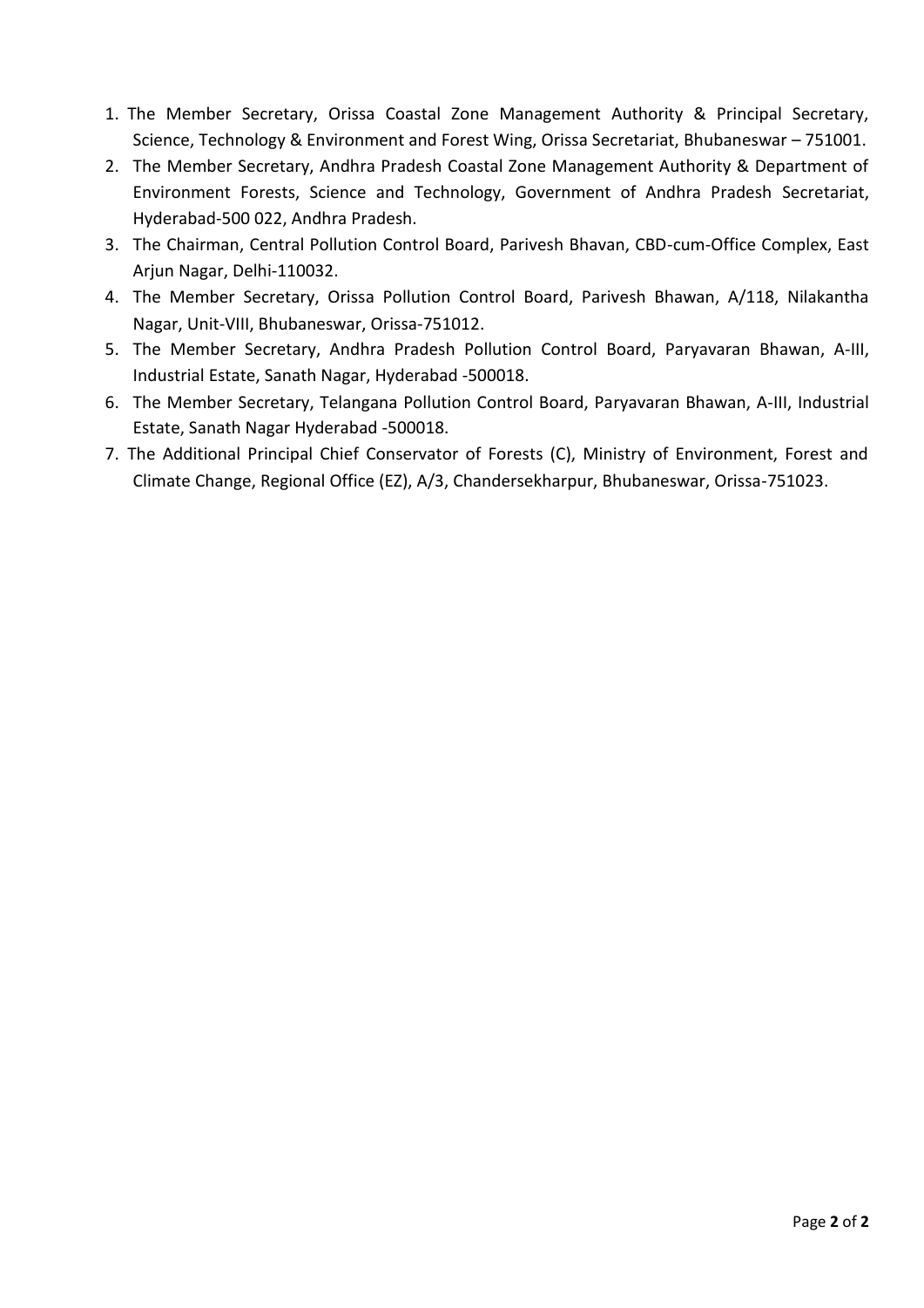1. The Member Secretary, Orissa Coastal Zone Management Authority & Principal Secretary, Science, Technology & Environment and Forest Wing, Orissa Secretariat, Bhubaneswar – 751001.
2. The Member Secretary, Andhra Pradesh Coastal Zone Management Authority & Department of Environment Forests, Science and Technology, Government of Andhra Pradesh Secretariat, Hyderabad-500 022, Andhra Pradesh.
3. The Chairman, Central Pollution Control Board, Parivesh Bhavan, CBD-cum-Office Complex, East Arjun Nagar, Delhi-110032.
4. The Member Secretary, Orissa Pollution Control Board, Parivesh Bhawan, A/118, Nilakantha Nagar, Unit-VIII, Bhubaneswar, Orissa-751012.
5. The Member Secretary, Andhra Pradesh Pollution Control Board, Paryavaran Bhawan, A-III, Industrial Estate, Sanath Nagar, Hyderabad -500018.
6. The Member Secretary, Telangana Pollution Control Board, Paryavaran Bhawan, A-III, Industrial Estate, Sanath Nagar Hyderabad -500018.
7. The Additional Principal Chief Conservator of Forests (C), Ministry of Environment, Forest and Climate Change, Regional Office (EZ), A/3, Chandersekharpur, Bhubaneswar, Orissa-751023.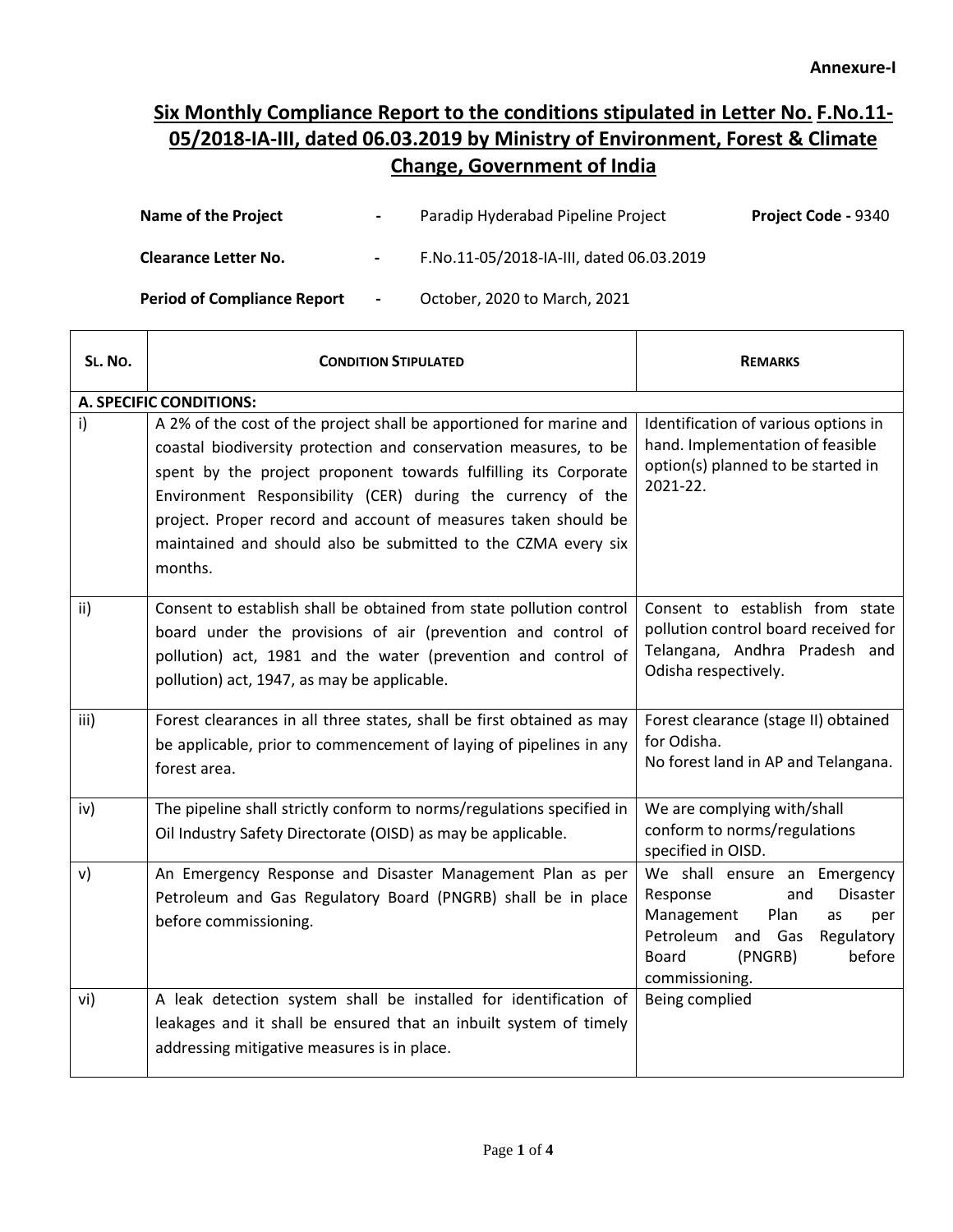**Annexure-I**

# Six Monthly Compliance Report to the conditions stipulated in Letter No. F.No.11-05/2018-IA-III, dated 06.03.2019 by Ministry of Environment, Forest & Climate Change, Government of India

| | | | |
|---|---|---|---|
| **Name of the Project** | - | Paradip Hyderabad Pipeline Project | **Project Code -** 9340 |
| **Clearance Letter No.** | - | F.No.11-05/2018-IA-III, dated 06.03.2019 | |
| **Period of Compliance Report** | - | October, 2020 to March, 2021 | |

| **SL. NO.** | **CONDITION STIPULATED** | **REMARKS** |
|---|---|---|
| **A. SPECIFIC CONDITIONS:** | | |
| i) | A 2% of the cost of the project shall be apportioned for marine and coastal biodiversity protection and conservation measures, to be spent by the project proponent towards fulfilling its Corporate Environment Responsibility (CER) during the currency of the project. Proper record and account of measures taken should be maintained and should also be submitted to the CZMA every six months. | Identification of various options in hand. Implementation of feasible option(s) planned to be started in 2021-22. |
| ii) | Consent to establish shall be obtained from state pollution control board under the provisions of air (prevention and control of pollution) act, 1981 and the water (prevention and control of pollution) act, 1947, as may be applicable. | Consent to establish from state pollution control board received for Telangana, Andhra Pradesh and Odisha respectively. |
| iii) | Forest clearances in all three states, shall be first obtained as may be applicable, prior to commencement of laying of pipelines in any forest area. | Forest clearance (stage II) obtained for Odisha.<br>No forest land in AP and Telangana. |
| iv) | The pipeline shall strictly conform to norms/regulations specified in Oil Industry Safety Directorate (OISD) as may be applicable. | We are complying with/shall conform to norms/regulations specified in OISD. |
| v) | An Emergency Response and Disaster Management Plan as per Petroleum and Gas Regulatory Board (PNGRB) shall be in place before commissioning. | We shall ensure an Emergency Response and Disaster Management Plan as per Petroleum and Gas Regulatory Board (PNGRB) before commissioning. |
| vi) | A leak detection system shall be installed for identification of leakages and it shall be ensured that an inbuilt system of timely addressing mitigative measures is in place. | Being complied |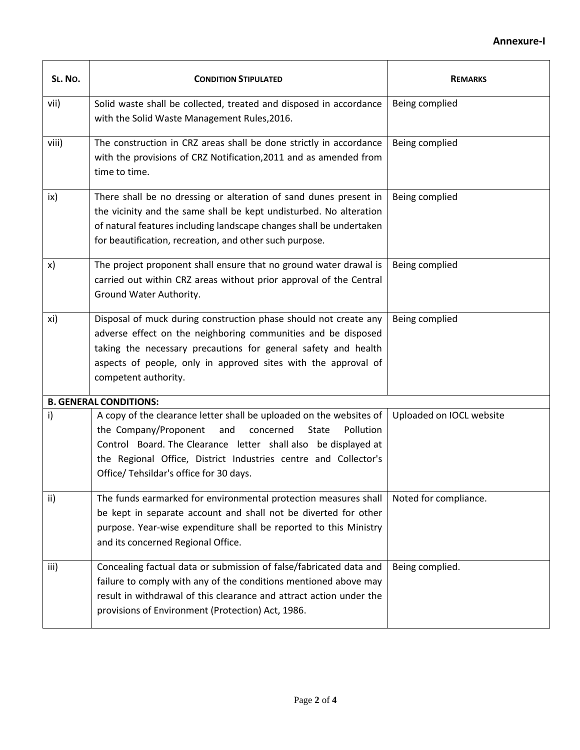**Annexure-I**

| SL. NO. | CONDITION STIPULATED | REMARKS |
|---|---|---|
| vii) | Solid waste shall be collected, treated and disposed in accordance with the Solid Waste Management Rules,2016. | Being complied |
| viii) | The construction in CRZ areas shall be done strictly in accordance with the provisions of CRZ Notification,2011 and as amended from time to time. | Being complied |
| ix) | There shall be no dressing or alteration of sand dunes present in the vicinity and the same shall be kept undisturbed. No alteration of natural features including landscape changes shall be undertaken for beautification, recreation, and other such purpose. | Being complied |
| x) | The project proponent shall ensure that no ground water drawal is carried out within CRZ areas without prior approval of the Central Ground Water Authority. | Being complied |
| xi) | Disposal of muck during construction phase should not create any adverse effect on the neighboring communities and be disposed taking the necessary precautions for general safety and health aspects of people, only in approved sites with the approval of competent authority. | Being complied |
| **B. GENERAL CONDITIONS:** | | |
| i) | A copy of the clearance letter shall be uploaded on the websites of the Company/Proponent and concerned State Pollution Control Board. The Clearance letter shall also be displayed at the Regional Office, District Industries centre and Collector's Office/ Tehsildar's office for 30 days. | Uploaded on IOCL website |
| ii) | The funds earmarked for environmental protection measures shall be kept in separate account and shall not be diverted for other purpose. Year-wise expenditure shall be reported to this Ministry and its concerned Regional Office. | Noted for compliance. |
| iii) | Concealing factual data or submission of false/fabricated data and failure to comply with any of the conditions mentioned above may result in withdrawal of this clearance and attract action under the provisions of Environment (Protection) Act, 1986. | Being complied. |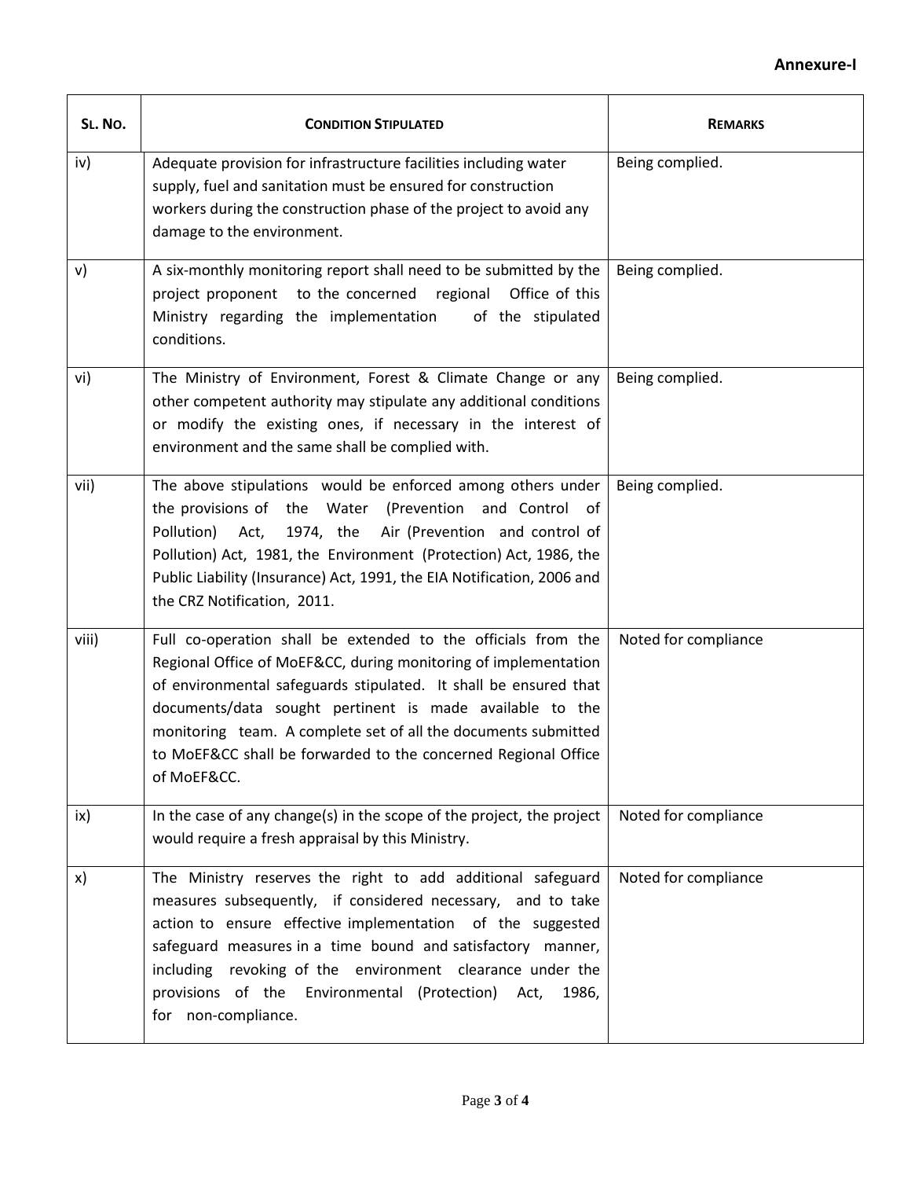**Annexure-I**

| SL. NO. | CONDITION STIPULATED | REMARKS |
|---|---|---|
| iv) | Adequate provision for infrastructure facilities including water supply, fuel and sanitation must be ensured for construction workers during the construction phase of the project to avoid any damage to the environment. | Being complied. |
| v) | A six-monthly monitoring report shall need to be submitted by the project proponent to the concerned regional Office of this Ministry regarding the implementation of the stipulated conditions. | Being complied. |
| vi) | The Ministry of Environment, Forest & Climate Change or any other competent authority may stipulate any additional conditions or modify the existing ones, if necessary in the interest of environment and the same shall be complied with. | Being complied. |
| vii) | The above stipulations would be enforced among others under the provisions of the Water (Prevention and Control of Pollution) Act, 1974, the Air (Prevention and control of Pollution) Act, 1981, the Environment (Protection) Act, 1986, the Public Liability (Insurance) Act, 1991, the EIA Notification, 2006 and the CRZ Notification, 2011. | Being complied. |
| viii) | Full co-operation shall be extended to the officials from the Regional Office of MoEF&CC, during monitoring of implementation of environmental safeguards stipulated. It shall be ensured that documents/data sought pertinent is made available to the monitoring team. A complete set of all the documents submitted to MoEF&CC shall be forwarded to the concerned Regional Office of MoEF&CC. | Noted for compliance |
| ix) | In the case of any change(s) in the scope of the project, the project would require a fresh appraisal by this Ministry. | Noted for compliance |
| x) | The Ministry reserves the right to add additional safeguard measures subsequently, if considered necessary, and to take action to ensure effective implementation of the suggested safeguard measures in a time bound and satisfactory manner, including revoking of the environment clearance under the provisions of the Environmental (Protection) Act, 1986, for non-compliance. | Noted for compliance |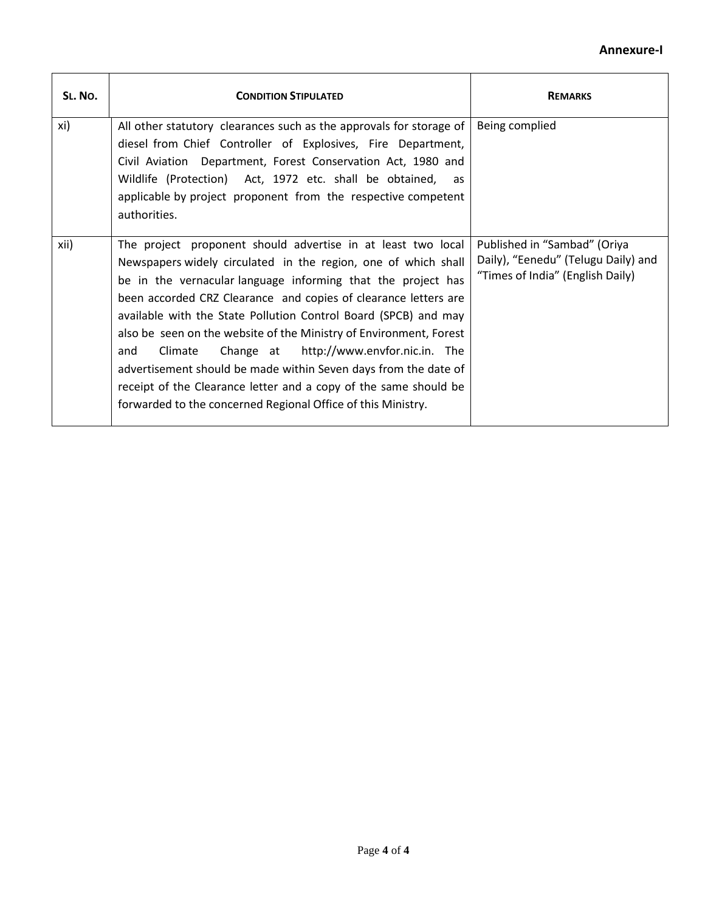**Annexure-I**

| SL. NO. | CONDITION STIPULATED | REMARKS |
| --- | --- | --- |
| xi) | All other statutory clearances such as the approvals for storage of diesel from Chief Controller of Explosives, Fire Department, Civil Aviation Department, Forest Conservation Act, 1980 and Wildlife (Protection) Act, 1972 etc. shall be obtained, as applicable by project proponent from the respective competent authorities. | Being complied |
| xii) | The project proponent should advertise in at least two local Newspapers widely circulated in the region, one of which shall be in the vernacular language informing that the project has been accorded CRZ Clearance and copies of clearance letters are available with the State Pollution Control Board (SPCB) and may also be seen on the website of the Ministry of Environment, Forest and Climate Change at http://www.envfor.nic.in. The advertisement should be made within Seven days from the date of receipt of the Clearance letter and a copy of the same should be forwarded to the concerned Regional Office of this Ministry. | Published in "Sambad" (Oriya Daily), "Eenedu" (Telugu Daily) and "Times of India" (English Daily) |